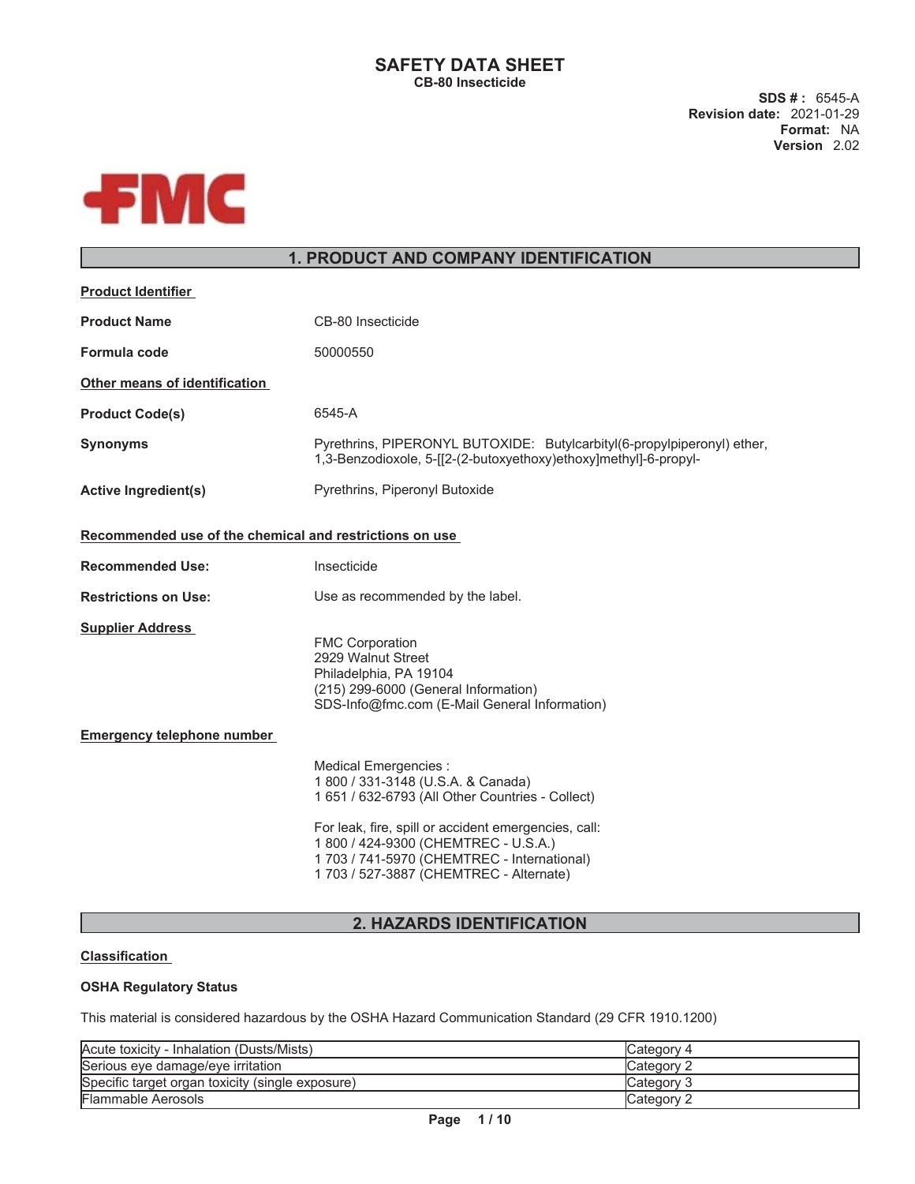# SAFETY DATA SHEET

**CB-80 Insecticide**

**SDS # :** 6545-A
**Revision date:** 2021-01-29
**Format:** NA
**Version** 2.02

## 1. PRODUCT AND COMPANY IDENTIFICATION

**Product Identifier**

**Product Name** CB-80 Insecticide

**Formula code** 50000550

**Other means of identification**

**Product Code(s)** 6545-A

**Synonyms** Pyrethrins, PIPERONYL BUTOXIDE: Butylcarbityl(6-propylpiperonyl) ether, 1,3-Benzodioxole, 5-[[2-(2-butoxyethoxy)ethoxy]methyl]-6-propyl-

**Active Ingredient(s)** Pyrethrins, Piperonyl Butoxide

**Recommended use of the chemical and restrictions on use**

**Recommended Use:** Insecticide

**Restrictions on Use:** Use as recommended by the label.

**Supplier Address**

FMC Corporation
2929 Walnut Street
Philadelphia, PA 19104
(215) 299-6000 (General Information)
SDS-Info@fmc.com (E-Mail General Information)

**Emergency telephone number**

Medical Emergencies :
1 800 / 331-3148 (U.S.A. & Canada)
1 651 / 632-6793 (All Other Countries - Collect)

For leak, fire, spill or accident emergencies, call:
1 800 / 424-9300 (CHEMTREC - U.S.A.)
1 703 / 741-5970 (CHEMTREC - International)
1 703 / 527-3887 (CHEMTREC - Alternate)

## 2. HAZARDS IDENTIFICATION

**Classification**

**OSHA Regulatory Status**

This material is considered hazardous by the OSHA Hazard Communication Standard (29 CFR 1910.1200)

| Hazard | Category |
|---|---|
| Acute toxicity - Inhalation (Dusts/Mists) | Category 4 |
| Serious eye damage/eye irritation | Category 2 |
| Specific target organ toxicity (single exposure) | Category 3 |
| Flammable Aerosols | Category 2 |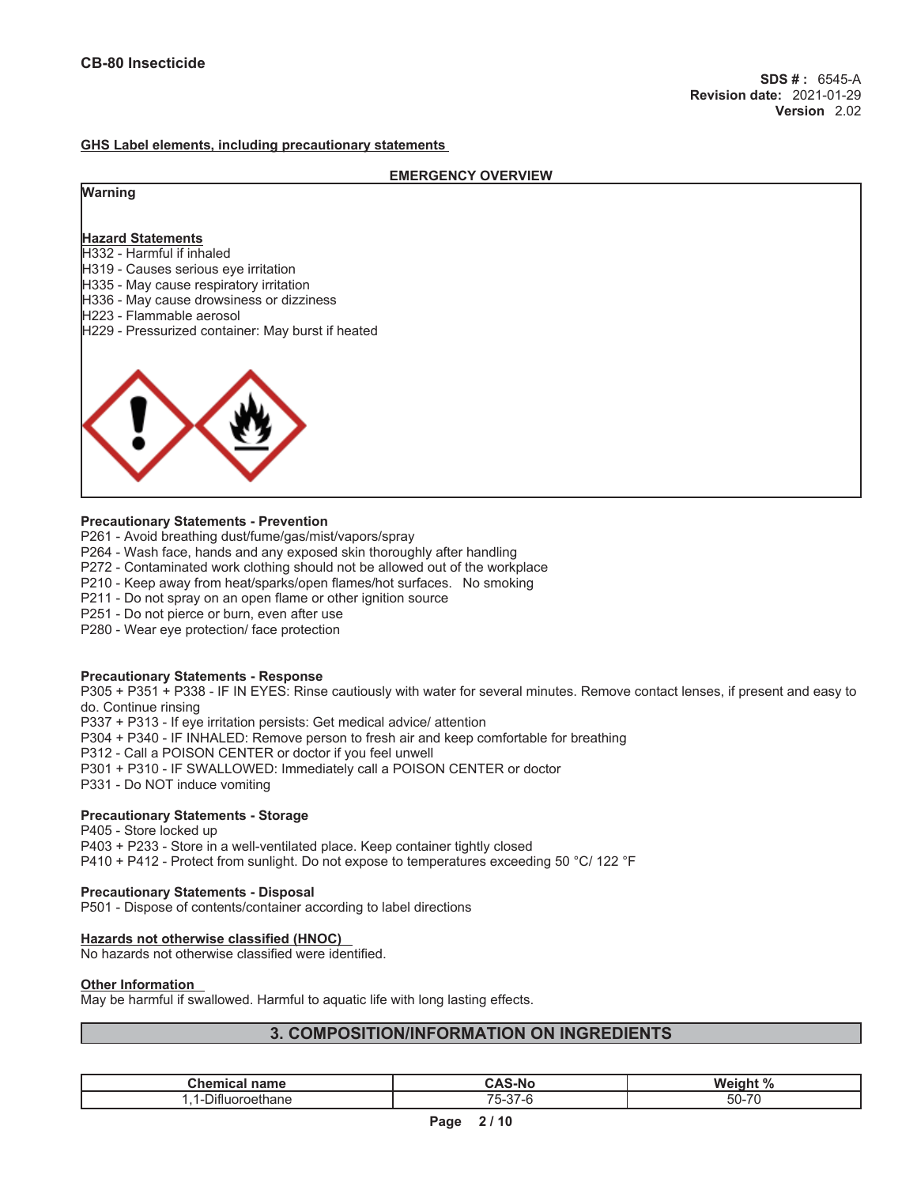**GHS Label elements, including precautionary statements**

**EMERGENCY OVERVIEW**

**Warning**

**Hazard Statements**

H332 - Harmful if inhaled
H319 - Causes serious eye irritation
H335 - May cause respiratory irritation
H336 - May cause drowsiness or dizziness
H223 - Flammable aerosol
H229 - Pressurized container: May burst if heated

**Precautionary Statements - Prevention**

P261 - Avoid breathing dust/fume/gas/mist/vapors/spray
P264 - Wash face, hands and any exposed skin thoroughly after handling
P272 - Contaminated work clothing should not be allowed out of the workplace
P210 - Keep away from heat/sparks/open flames/hot surfaces. No smoking
P211 - Do not spray on an open flame or other ignition source
P251 - Do not pierce or burn, even after use
P280 - Wear eye protection/ face protection

**Precautionary Statements - Response**

P305 + P351 + P338 - IF IN EYES: Rinse cautiously with water for several minutes. Remove contact lenses, if present and easy to do. Continue rinsing
P337 + P313 - If eye irritation persists: Get medical advice/ attention
P304 + P340 - IF INHALED: Remove person to fresh air and keep comfortable for breathing
P312 - Call a POISON CENTER or doctor if you feel unwell
P301 + P310 - IF SWALLOWED: Immediately call a POISON CENTER or doctor
P331 - Do NOT induce vomiting

**Precautionary Statements - Storage**

P405 - Store locked up
P403 + P233 - Store in a well-ventilated place. Keep container tightly closed
P410 + P412 - Protect from sunlight. Do not expose to temperatures exceeding 50 °C/ 122 °F

**Precautionary Statements - Disposal**

P501 - Dispose of contents/container according to label directions

**Hazards not otherwise classified (HNOC)**

No hazards not otherwise classified were identified.

**Other Information**

May be harmful if swallowed. Harmful to aquatic life with long lasting effects.

## 3. COMPOSITION/INFORMATION ON INGREDIENTS

| Chemical name | CAS-No | Weight % |
|---|---|---|
| 1,1-Difluoroethane | 75-37-6 | 50-70 |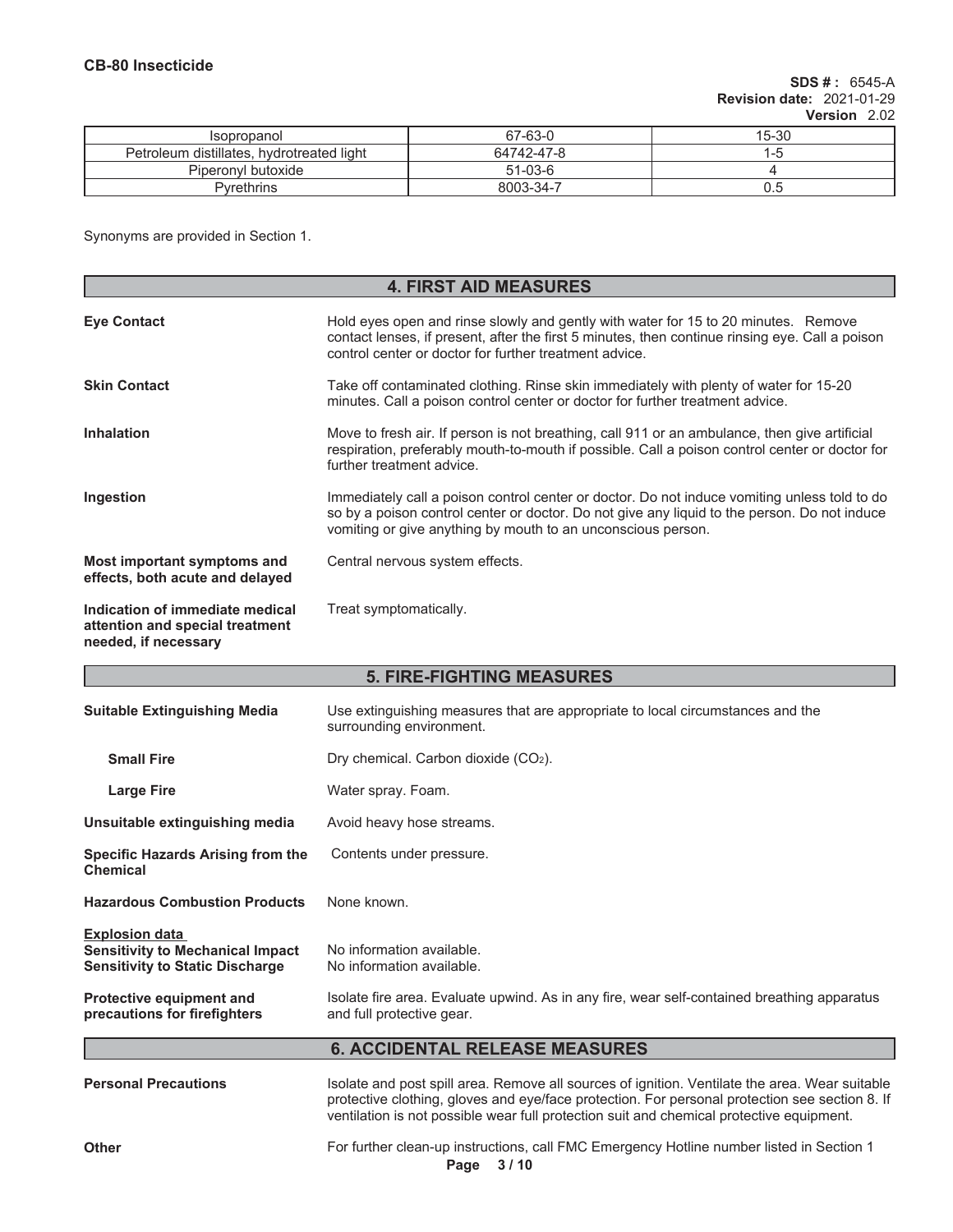| Isopropanol | 67-63-0 | 15-30 |
| --- | --- | --- |
| Petroleum distillates, hydrotreated light | 64742-47-8 | 1-5 |
| Piperonyl butoxide | 51-03-6 | 4 |
| Pyrethrins | 8003-34-7 | 0.5 |

Synonyms are provided in Section 1.

## 4. FIRST AID MEASURES

**Eye Contact**
Hold eyes open and rinse slowly and gently with water for 15 to 20 minutes. Remove contact lenses, if present, after the first 5 minutes, then continue rinsing eye. Call a poison control center or doctor for further treatment advice.

**Skin Contact**
Take off contaminated clothing. Rinse skin immediately with plenty of water for 15-20 minutes. Call a poison control center or doctor for further treatment advice.

**Inhalation**
Move to fresh air. If person is not breathing, call 911 or an ambulance, then give artificial respiration, preferably mouth-to-mouth if possible. Call a poison control center or doctor for further treatment advice.

**Ingestion**
Immediately call a poison control center or doctor. Do not induce vomiting unless told to do so by a poison control center or doctor. Do not give any liquid to the person. Do not induce vomiting or give anything by mouth to an unconscious person.

**Most important symptoms and effects, both acute and delayed**
Central nervous system effects.

**Indication of immediate medical attention and special treatment needed, if necessary**
Treat symptomatically.

## 5. FIRE-FIGHTING MEASURES

**Suitable Extinguishing Media**
Use extinguishing measures that are appropriate to local circumstances and the surrounding environment.

**Small Fire**
Dry chemical. Carbon dioxide ($CO_2$).

**Large Fire**
Water spray. Foam.

**Unsuitable extinguishing media**
Avoid heavy hose streams.

**Specific Hazards Arising from the Chemical**
Contents under pressure.

**Hazardous Combustion Products**
None known.

**Explosion data**

**Sensitivity to Mechanical Impact**
No information available.

**Sensitivity to Static Discharge**
No information available.

**Protective equipment and precautions for firefighters**
Isolate fire area. Evaluate upwind. As in any fire, wear self-contained breathing apparatus and full protective gear.

## 6. ACCIDENTAL RELEASE MEASURES

**Personal Precautions**
Isolate and post spill area. Remove all sources of ignition. Ventilate the area. Wear suitable protective clothing, gloves and eye/face protection. For personal protection see section 8. If ventilation is not possible wear full protection suit and chemical protective equipment.

**Other**
For further clean-up instructions, call FMC Emergency Hotline number listed in Section 1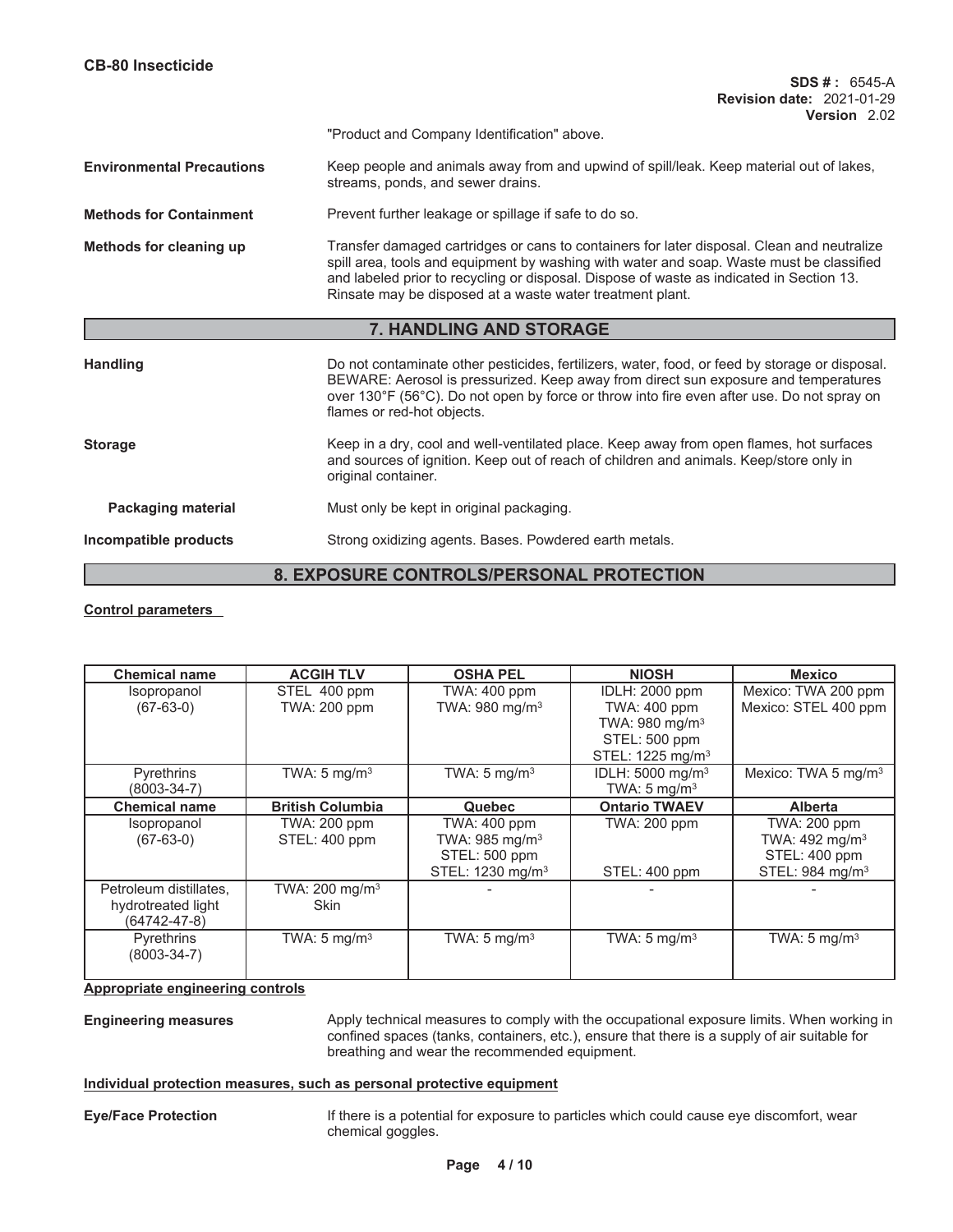"Product and Company Identification" above.

**Environmental Precautions**

Keep people and animals away from and upwind of spill/leak. Keep material out of lakes, streams, ponds, and sewer drains.

**Methods for Containment**

Prevent further leakage or spillage if safe to do so.

**Methods for cleaning up**

Transfer damaged cartridges or cans to containers for later disposal. Clean and neutralize spill area, tools and equipment by washing with water and soap. Waste must be classified and labeled prior to recycling or disposal. Dispose of waste as indicated in Section 13. Rinsate may be disposed at a waste water treatment plant.

## 7. HANDLING AND STORAGE

**Handling**

Do not contaminate other pesticides, fertilizers, water, food, or feed by storage or disposal. BEWARE: Aerosol is pressurized. Keep away from direct sun exposure and temperatures over 130°F (56°C). Do not open by force or throw into fire even after use. Do not spray on flames or red-hot objects.

**Storage**

Keep in a dry, cool and well-ventilated place. Keep away from open flames, hot surfaces and sources of ignition. Keep out of reach of children and animals. Keep/store only in original container.

**Packaging material**

Must only be kept in original packaging.

**Incompatible products**

Strong oxidizing agents. Bases. Powdered earth metals.

## 8. EXPOSURE CONTROLS/PERSONAL PROTECTION

**Control parameters**

| Chemical name | ACGIH TLV | OSHA PEL | NIOSH | Mexico |
|---|---|---|---|---|
| Isopropanol (67-63-0) | STEL 400 ppm<br>TWA: 200 ppm | TWA: 400 ppm<br>TWA: 980 mg/m$^3$ | IDLH: 2000 ppm<br>TWA: 400 ppm<br>TWA: 980 mg/m$^3$<br>STEL: 500 ppm<br>STEL: 1225 mg/m$^3$ | Mexico: TWA 200 ppm<br>Mexico: STEL 400 ppm |
| Pyrethrins (8003-34-7) | TWA: 5 mg/m$^3$ | TWA: 5 mg/m$^3$ | IDLH: 5000 mg/m$^3$<br>TWA: 5 mg/m$^3$ | Mexico: TWA 5 mg/m$^3$ |
| **Chemical name** | **British Columbia** | **Quebec** | **Ontario TWAEV** | **Alberta** |
| Isopropanol (67-63-0) | TWA: 200 ppm<br>STEL: 400 ppm | TWA: 400 ppm<br>TWA: 985 mg/m$^3$<br>STEL: 500 ppm<br>STEL: 1230 mg/m$^3$ | TWA: 200 ppm<br>STEL: 400 ppm | TWA: 200 ppm<br>TWA: 492 mg/m$^3$<br>STEL: 400 ppm<br>STEL: 984 mg/m$^3$ |
| Petroleum distillates, hydrotreated light (64742-47-8) | TWA: 200 mg/m$^3$<br>Skin | - | - | - |
| Pyrethrins (8003-34-7) | TWA: 5 mg/m$^3$ | TWA: 5 mg/m$^3$ | TWA: 5 mg/m$^3$ | TWA: 5 mg/m$^3$ |

**Appropriate engineering controls**

**Engineering measures**

Apply technical measures to comply with the occupational exposure limits. When working in confined spaces (tanks, containers, etc.), ensure that there is a supply of air suitable for breathing and wear the recommended equipment.

**Individual protection measures, such as personal protective equipment**

**Eye/Face Protection**

If there is a potential for exposure to particles which could cause eye discomfort, wear chemical goggles.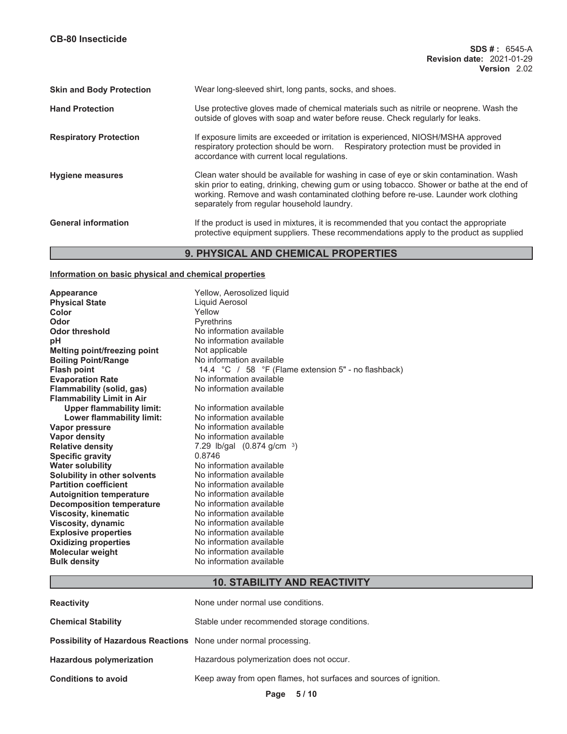| | |
|---|---|
| **Skin and Body Protection** | Wear long-sleeved shirt, long pants, socks, and shoes. |
| **Hand Protection** | Use protective gloves made of chemical materials such as nitrile or neoprene. Wash the outside of gloves with soap and water before reuse. Check regularly for leaks. |
| **Respiratory Protection** | If exposure limits are exceeded or irritation is experienced, NIOSH/MSHA approved respiratory protection should be worn. Respiratory protection must be provided in accordance with current local regulations. |
| **Hygiene measures** | Clean water should be available for washing in case of eye or skin contamination. Wash skin prior to eating, drinking, chewing gum or using tobacco. Shower or bathe at the end of working. Remove and wash contaminated clothing before re-use. Launder work clothing separately from regular household laundry. |
| **General information** | If the product is used in mixtures, it is recommended that you contact the appropriate protective equipment suppliers. These recommendations apply to the product as supplied |

## 9. PHYSICAL AND CHEMICAL PROPERTIES

**Information on basic physical and chemical properties**

| | |
|---|---|
| **Appearance** | Yellow, Aerosolized liquid |
| **Physical State** | Liquid Aerosol |
| **Color** | Yellow |
| **Odor** | Pyrethrins |
| **Odor threshold** | No information available |
| **pH** | No information available |
| **Melting point/freezing point** | Not applicable |
| **Boiling Point/Range** | No information available |
| **Flash point** | 14.4 °C / 58 °F (Flame extension 5" - no flashback) |
| **Evaporation Rate** | No information available |
| **Flammability (solid, gas)** | No information available |
| **Flammability Limit in Air** | |
| **Upper flammability limit:** | No information available |
| **Lower flammability limit:** | No information available |
| **Vapor pressure** | No information available |
| **Vapor density** | No information available |
| **Relative density** | 7.29 lb/gal (0.874 g/cm $^3$) |
| **Specific gravity** | 0.8746 |
| **Water solubility** | No information available |
| **Solubility in other solvents** | No information available |
| **Partition coefficient** | No information available |
| **Autoignition temperature** | No information available |
| **Decomposition temperature** | No information available |
| **Viscosity, kinematic** | No information available |
| **Viscosity, dynamic** | No information available |
| **Explosive properties** | No information available |
| **Oxidizing properties** | No information available |
| **Molecular weight** | No information available |
| **Bulk density** | No information available |

## 10. STABILITY AND REACTIVITY

| | |
|---|---|
| **Reactivity** | None under normal use conditions. |
| **Chemical Stability** | Stable under recommended storage conditions. |
| **Possibility of Hazardous Reactions** | None under normal processing. |
| **Hazardous polymerization** | Hazardous polymerization does not occur. |
| **Conditions to avoid** | Keep away from open flames, hot surfaces and sources of ignition. |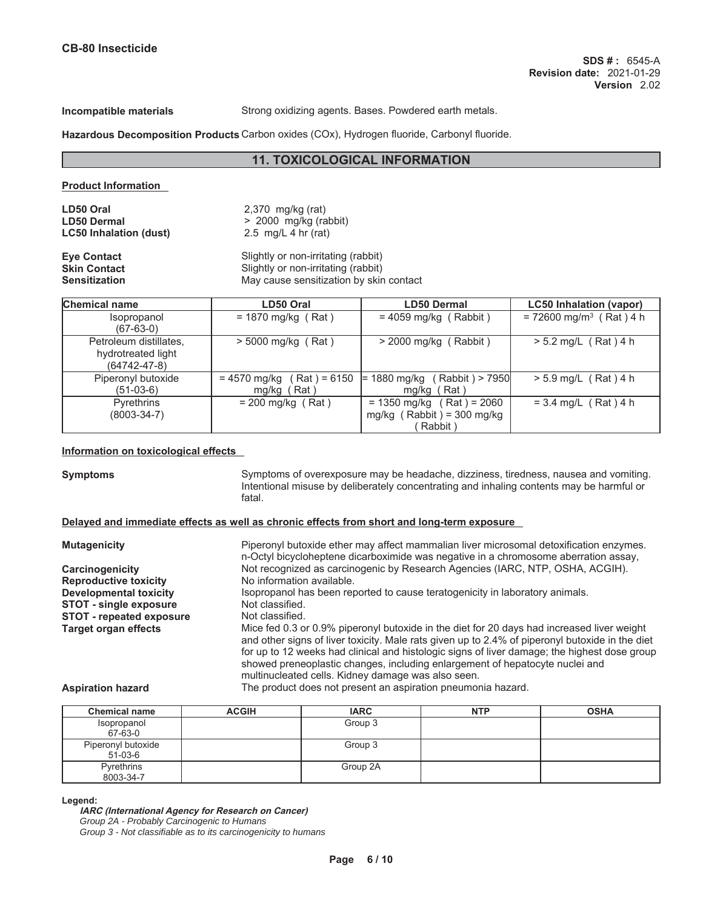**Incompatible materials** Strong oxidizing agents. Bases. Powdered earth metals.

**Hazardous Decomposition Products** Carbon oxides (COx), Hydrogen fluoride, Carbonyl fluoride.

## 11. TOXICOLOGICAL INFORMATION

**Product Information**

| | |
|---|---|
| **LD50 Oral** | 2,370 mg/kg (rat) |
| **LD50 Dermal** | > 2000 mg/kg (rabbit) |
| **LC50 Inhalation (dust)** | 2.5 mg/L 4 hr (rat) |
| **Eye Contact** | Slightly or non-irritating (rabbit) |
| **Skin Contact** | Slightly or non-irritating (rabbit) |
| **Sensitization** | May cause sensitization by skin contact |

| Chemical name | LD50 Oral | LD50 Dermal | LC50 Inhalation (vapor) |
|---|---|---|---|
| Isopropanol (67-63-0) | = 1870 mg/kg ( Rat ) | = 4059 mg/kg ( Rabbit ) | = 72600 mg/m³ ( Rat ) 4 h |
| Petroleum distillates, hydrotreated light (64742-47-8) | > 5000 mg/kg ( Rat ) | > 2000 mg/kg ( Rabbit ) | > 5.2 mg/L ( Rat ) 4 h |
| Piperonyl butoxide (51-03-6) | = 4570 mg/kg ( Rat ) = 6150 mg/kg ( Rat ) | = 1880 mg/kg ( Rabbit ) > 7950 mg/kg ( Rat ) | > 5.9 mg/L ( Rat ) 4 h |
| Pyrethrins (8003-34-7) | = 200 mg/kg ( Rat ) | = 1350 mg/kg ( Rat ) = 2060 mg/kg ( Rabbit ) = 300 mg/kg ( Rabbit ) | = 3.4 mg/L ( Rat ) 4 h |

**Information on toxicological effects**

**Symptoms** Symptoms of overexposure may be headache, dizziness, tiredness, nausea and vomiting. Intentional misuse by deliberately concentrating and inhaling contents may be harmful or fatal.

**Delayed and immediate effects as well as chronic effects from short and long-term exposure**

**Mutagenicity** Piperonyl butoxide ether may affect mammalian liver microsomal detoxification enzymes. n-Octyl bicycloheptene dicarboximide was negative in a chromosome aberration assay,

**Carcinogenicity** Not recognized as carcinogenic by Research Agencies (IARC, NTP, OSHA, ACGIH).

**Reproductive toxicity** No information available.

**Developmental toxicity** Isopropanol has been reported to cause teratogenicity in laboratory animals.

**STOT - single exposure** Not classified.

**STOT - repeated exposure** Not classified.

**Target organ effects** Mice fed 0.3 or 0.9% piperonyl butoxide in the diet for 20 days had increased liver weight and other signs of liver toxicity. Male rats given up to 2.4% of piperonyl butoxide in the diet for up to 12 weeks had clinical and histologic signs of liver damage; the highest dose group showed preneoplastic changes, including enlargement of hepatocyte nuclei and multinucleated cells. Kidney damage was also seen.

**Aspiration hazard** The product does not present an aspiration pneumonia hazard.

| Chemical name | ACGIH | IARC | NTP | OSHA |
|---|---|---|---|---|
| Isopropanol 67-63-0 | | Group 3 | | |
| Piperonyl butoxide 51-03-6 | | Group 3 | | |
| Pyrethrins 8003-34-7 | | Group 2A | | |

**Legend:**

***IARC (International Agency for Research on Cancer)***

*Group 2A - Probably Carcinogenic to Humans*

*Group 3 - Not classifiable as to its carcinogenicity to humans*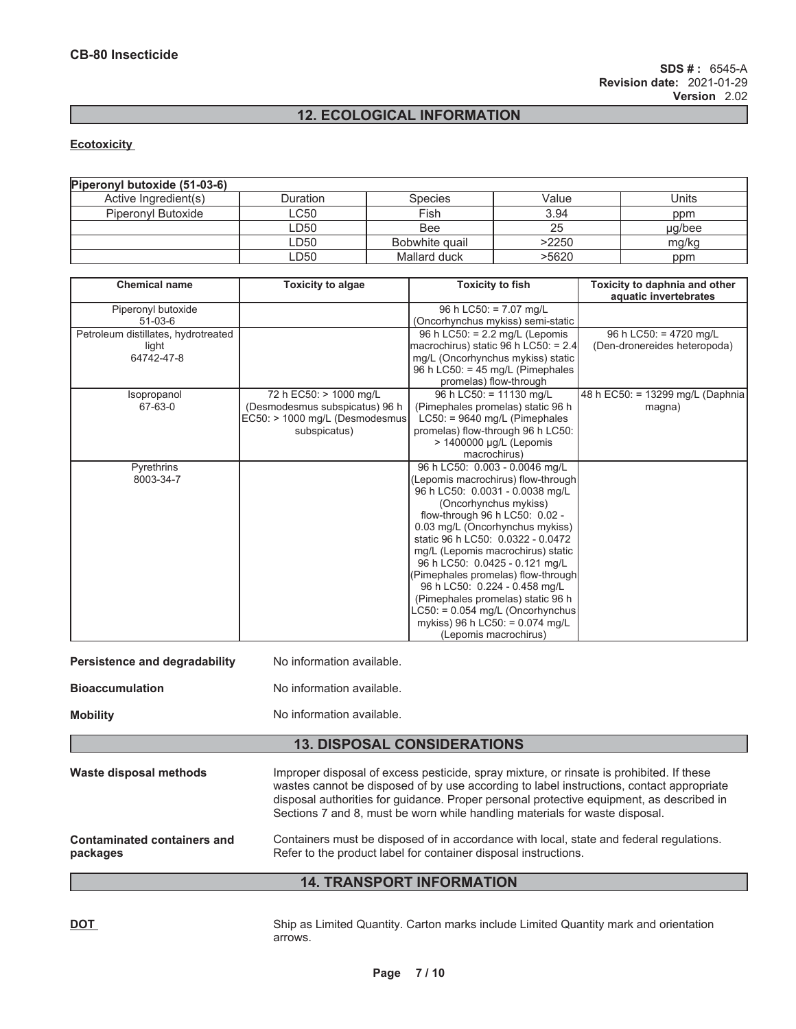## 12. ECOLOGICAL INFORMATION

**Ecotoxicity**

| Piperonyl butoxide (51-03-6) | | | | |
|---|---|---|---|---|
| Active Ingredient(s) | Duration | Species | Value | Units |
| Piperonyl Butoxide | LC50 | Fish | 3.94 | ppm |
| | LD50 | Bee | 25 | µg/bee |
| | LD50 | Bobwhite quail | >2250 | mg/kg |
| | LD50 | Mallard duck | >5620 | ppm |

| Chemical name | Toxicity to algae | Toxicity to fish | Toxicity to daphnia and other aquatic invertebrates |
|---|---|---|---|
| Piperonyl butoxide 51-03-6 | | 96 h LC50: = 7.07 mg/L (Oncorhynchus mykiss) semi-static | |
| Petroleum distillates, hydrotreated light 64742-47-8 | | 96 h LC50: = 2.2 mg/L (Lepomis macrochirus) static 96 h LC50: = 2.4 mg/L (Oncorhynchus mykiss) static 96 h LC50: = 45 mg/L (Pimephales promelas) flow-through | 96 h LC50: = 4720 mg/L (Den-dronereides heteropoda) |
| Isopropanol 67-63-0 | 72 h EC50: > 1000 mg/L (Desmodesmus subspicatus) 96 h EC50: > 1000 mg/L (Desmodesmus subspicatus) | 96 h LC50: = 11130 mg/L (Pimephales promelas) static 96 h LC50: = 9640 mg/L (Pimephales promelas) flow-through 96 h LC50: > 1400000 µg/L (Lepomis macrochirus) | 48 h EC50: = 13299 mg/L (Daphnia magna) |
| Pyrethrins 8003-34-7 | | 96 h LC50: 0.003 - 0.0046 mg/L (Lepomis macrochirus) flow-through 96 h LC50: 0.0031 - 0.0038 mg/L (Oncorhynchus mykiss) flow-through 96 h LC50: 0.02 - 0.03 mg/L (Oncorhynchus mykiss) static 96 h LC50: 0.0322 - 0.0472 mg/L (Lepomis macrochirus) static 96 h LC50: 0.0425 - 0.121 mg/L (Pimephales promelas) flow-through 96 h LC50: 0.224 - 0.458 mg/L (Pimephales promelas) static 96 h LC50: = 0.054 mg/L (Oncorhynchus mykiss) 96 h LC50: = 0.074 mg/L (Lepomis macrochirus) | |

**Persistence and degradability** No information available.

**Bioaccumulation** No information available.

**Mobility** No information available.

## 13. DISPOSAL CONSIDERATIONS

**Waste disposal methods** Improper disposal of excess pesticide, spray mixture, or rinsate is prohibited. If these wastes cannot be disposed of by use according to label instructions, contact appropriate disposal authorities for guidance. Proper personal protective equipment, as described in Sections 7 and 8, must be worn while handling materials for waste disposal.

**Contaminated containers and packages** Containers must be disposed of in accordance with local, state and federal regulations. Refer to the product label for container disposal instructions.

## 14. TRANSPORT INFORMATION

**DOT** Ship as Limited Quantity. Carton marks include Limited Quantity mark and orientation arrows.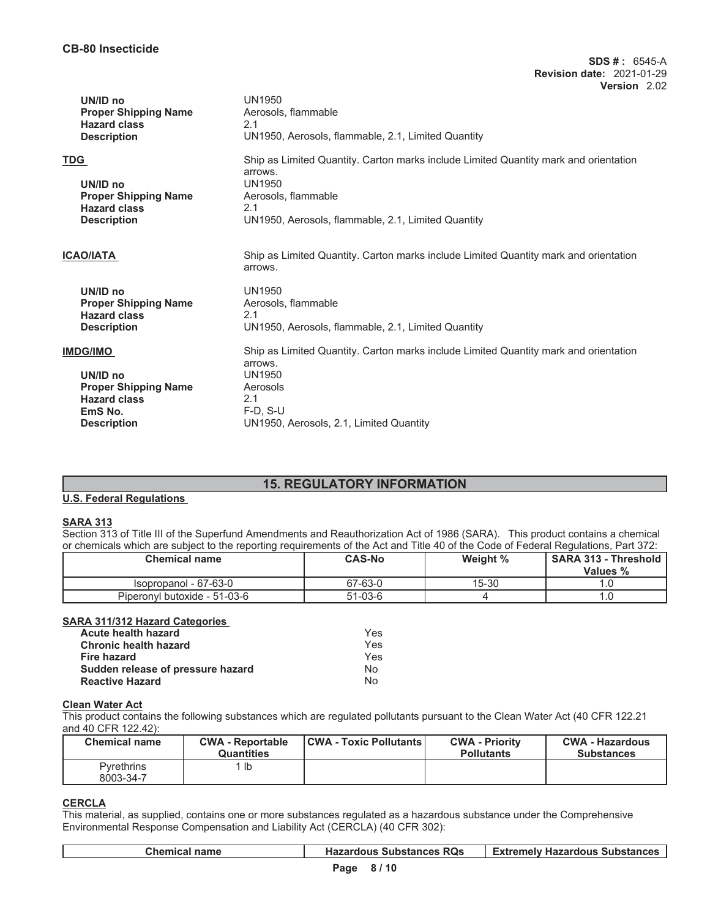| | |
|---|---|
| **UN/ID no** | UN1950 |
| **Proper Shipping Name** | Aerosols, flammable |
| **Hazard class** | 2.1 |
| **Description** | UN1950, Aerosols, flammable, 2.1, Limited Quantity |

**TDG**

Ship as Limited Quantity. Carton marks include Limited Quantity mark and orientation arrows.

| | |
|---|---|
| **UN/ID no** | UN1950 |
| **Proper Shipping Name** | Aerosols, flammable |
| **Hazard class** | 2.1 |
| **Description** | UN1950, Aerosols, flammable, 2.1, Limited Quantity |

**ICAO/IATA**

Ship as Limited Quantity. Carton marks include Limited Quantity mark and orientation arrows.

| | |
|---|---|
| **UN/ID no** | UN1950 |
| **Proper Shipping Name** | Aerosols, flammable |
| **Hazard class** | 2.1 |
| **Description** | UN1950, Aerosols, flammable, 2.1, Limited Quantity |

**IMDG/IMO**

Ship as Limited Quantity. Carton marks include Limited Quantity mark and orientation arrows.

| | |
|---|---|
| **UN/ID no** | UN1950 |
| **Proper Shipping Name** | Aerosols |
| **Hazard class** | 2.1 |
| **EmS No.** | F-D, S-U |
| **Description** | UN1950, Aerosols, 2.1, Limited Quantity |

## 15. REGULATORY INFORMATION

**U.S. Federal Regulations**

**SARA 313**

Section 313 of Title III of the Superfund Amendments and Reauthorization Act of 1986 (SARA). This product contains a chemical or chemicals which are subject to the reporting requirements of the Act and Title 40 of the Code of Federal Regulations, Part 372:

| Chemical name | CAS-No | Weight % | SARA 313 - Threshold Values % |
|---|---|---|---|
| Isopropanol - 67-63-0 | 67-63-0 | 15-30 | 1.0 |
| Piperonyl butoxide - 51-03-6 | 51-03-6 | 4 | 1.0 |

**SARA 311/312 Hazard Categories**

| | |
|---|---|
| **Acute health hazard** | Yes |
| **Chronic health hazard** | Yes |
| **Fire hazard** | Yes |
| **Sudden release of pressure hazard** | No |
| **Reactive Hazard** | No |

**Clean Water Act**

This product contains the following substances which are regulated pollutants pursuant to the Clean Water Act (40 CFR 122.21 and 40 CFR 122.42):

| Chemical name | CWA - Reportable Quantities | CWA - Toxic Pollutants | CWA - Priority Pollutants | CWA - Hazardous Substances |
|---|---|---|---|---|
| Pyrethrins 8003-34-7 | 1 lb | | | |

**CERCLA**

This material, as supplied, contains one or more substances regulated as a hazardous substance under the Comprehensive Environmental Response Compensation and Liability Act (CERCLA) (40 CFR 302):

| Chemical name | Hazardous Substances RQs | Extremely Hazardous Substances |
|---|---|---|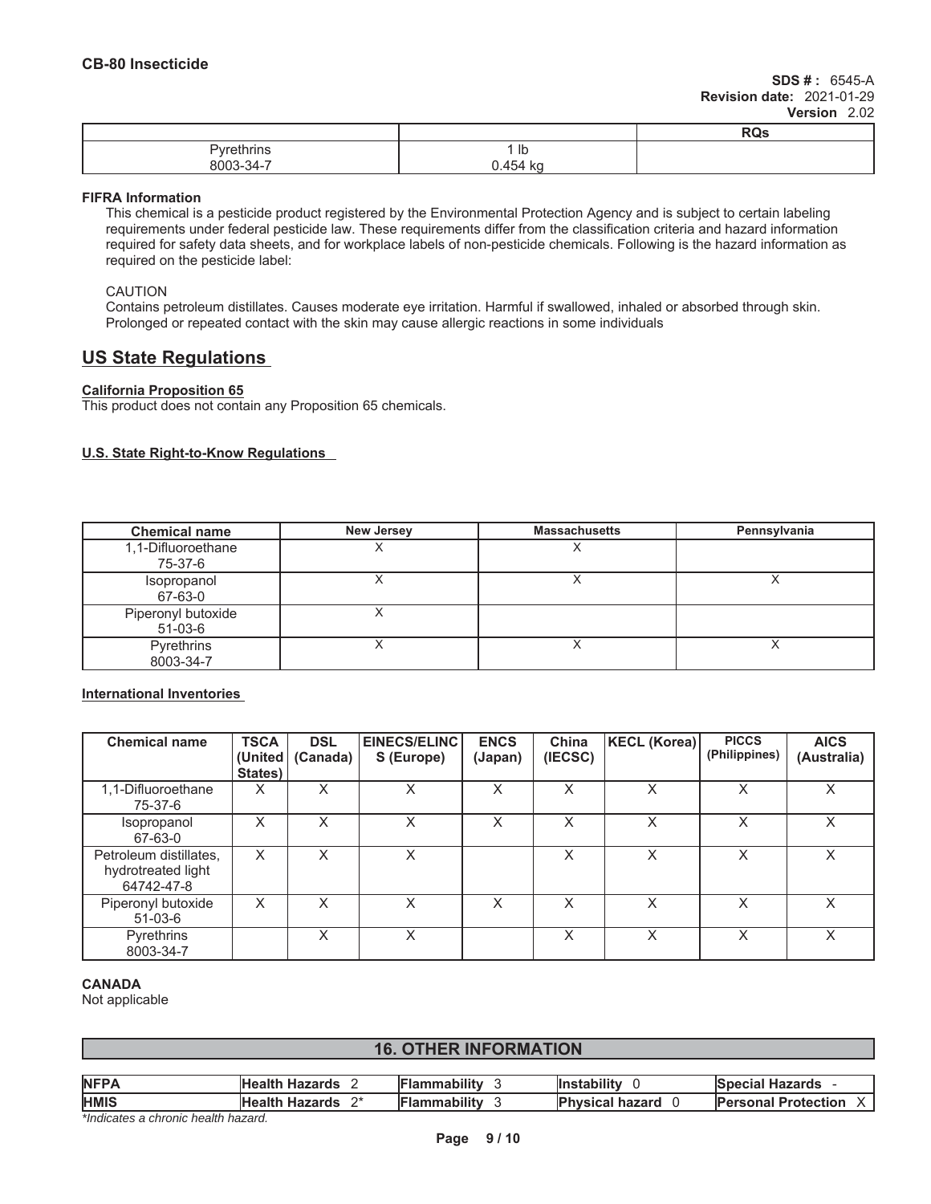| | | RQs |
|---|---|---|
| Pyrethrins<br>8003-34-7 | 1 lb<br>0.454 kg | |

**FIFRA Information**

This chemical is a pesticide product registered by the Environmental Protection Agency and is subject to certain labeling requirements under federal pesticide law. These requirements differ from the classification criteria and hazard information required for safety data sheets, and for workplace labels of non-pesticide chemicals. Following is the hazard information as required on the pesticide label:

CAUTION
Contains petroleum distillates. Causes moderate eye irritation. Harmful if swallowed, inhaled or absorbed through skin. Prolonged or repeated contact with the skin may cause allergic reactions in some individuals

## US State Regulations

**California Proposition 65**

This product does not contain any Proposition 65 chemicals.

**U.S. State Right-to-Know Regulations**

| Chemical name | New Jersey | Massachusetts | Pennsylvania |
|---|---|---|---|
| 1,1-Difluoroethane<br>75-37-6 | X | X | |
| Isopropanol<br>67-63-0 | X | X | X |
| Piperonyl butoxide<br>51-03-6 | X | | |
| Pyrethrins<br>8003-34-7 | X | X | X |

**International Inventories**

| Chemical name | TSCA (United States) | DSL (Canada) | EINECS/ELINCS (Europe) | ENCS (Japan) | China (IECSC) | KECL (Korea) | PICCS (Philippines) | AICS (Australia) |
|---|---|---|---|---|---|---|---|---|
| 1,1-Difluoroethane<br>75-37-6 | X | X | X | X | X | X | X | X |
| Isopropanol<br>67-63-0 | X | X | X | X | X | X | X | X |
| Petroleum distillates, hydrotreated light<br>64742-47-8 | X | X | X | | X | X | X | X |
| Piperonyl butoxide<br>51-03-6 | X | X | X | X | X | X | X | X |
| Pyrethrins<br>8003-34-7 | | X | X | | X | X | X | X |

**CANADA**

Not applicable

## 16. OTHER INFORMATION

| | | | | |
|---|---|---|---|---|
| **NFPA** | **Health Hazards** 2 | **Flammability** 3 | **Instability** 0 | **Special Hazards** - |
| **HMIS** | **Health Hazards** 2* | **Flammability** 3 | **Physical hazard** 0 | **Personal Protection** X |

*\*Indicates a chronic health hazard.*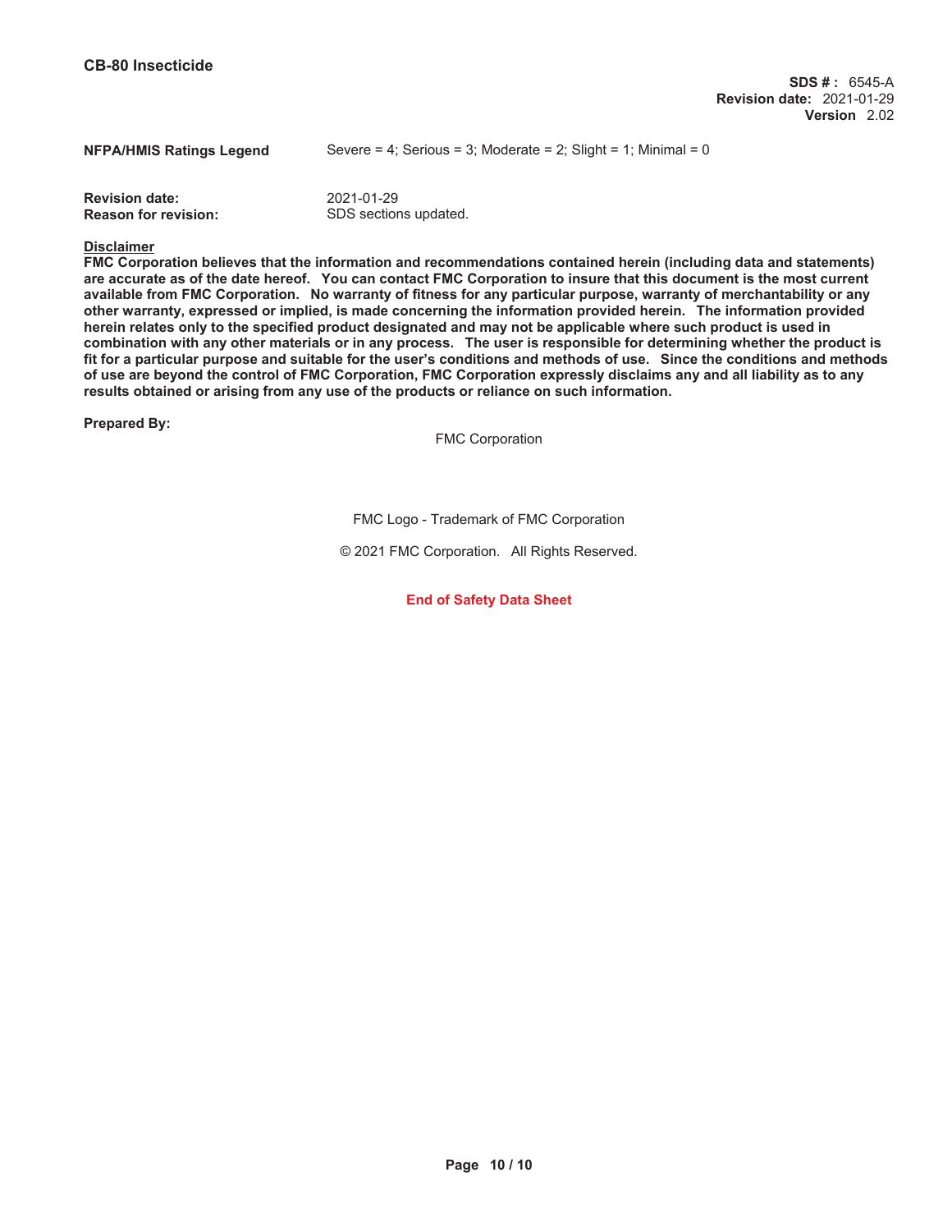**NFPA/HMIS Ratings Legend** Severe = 4; Serious = 3; Moderate = 2; Slight = 1; Minimal = 0

**Revision date:** 2021-01-29
**Reason for revision:** SDS sections updated.

**Disclaimer**

**FMC Corporation believes that the information and recommendations contained herein (including data and statements) are accurate as of the date hereof. You can contact FMC Corporation to insure that this document is the most current available from FMC Corporation. No warranty of fitness for any particular purpose, warranty of merchantability or any other warranty, expressed or implied, is made concerning the information provided herein. The information provided herein relates only to the specified product designated and may not be applicable where such product is used in combination with any other materials or in any process. The user is responsible for determining whether the product is fit for a particular purpose and suitable for the user's conditions and methods of use. Since the conditions and methods of use are beyond the control of FMC Corporation, FMC Corporation expressly disclaims any and all liability as to any results obtained or arising from any use of the products or reliance on such information.**

**Prepared By:**

FMC Corporation

FMC Logo - Trademark of FMC Corporation

© 2021 FMC Corporation. All Rights Reserved.

**End of Safety Data Sheet**